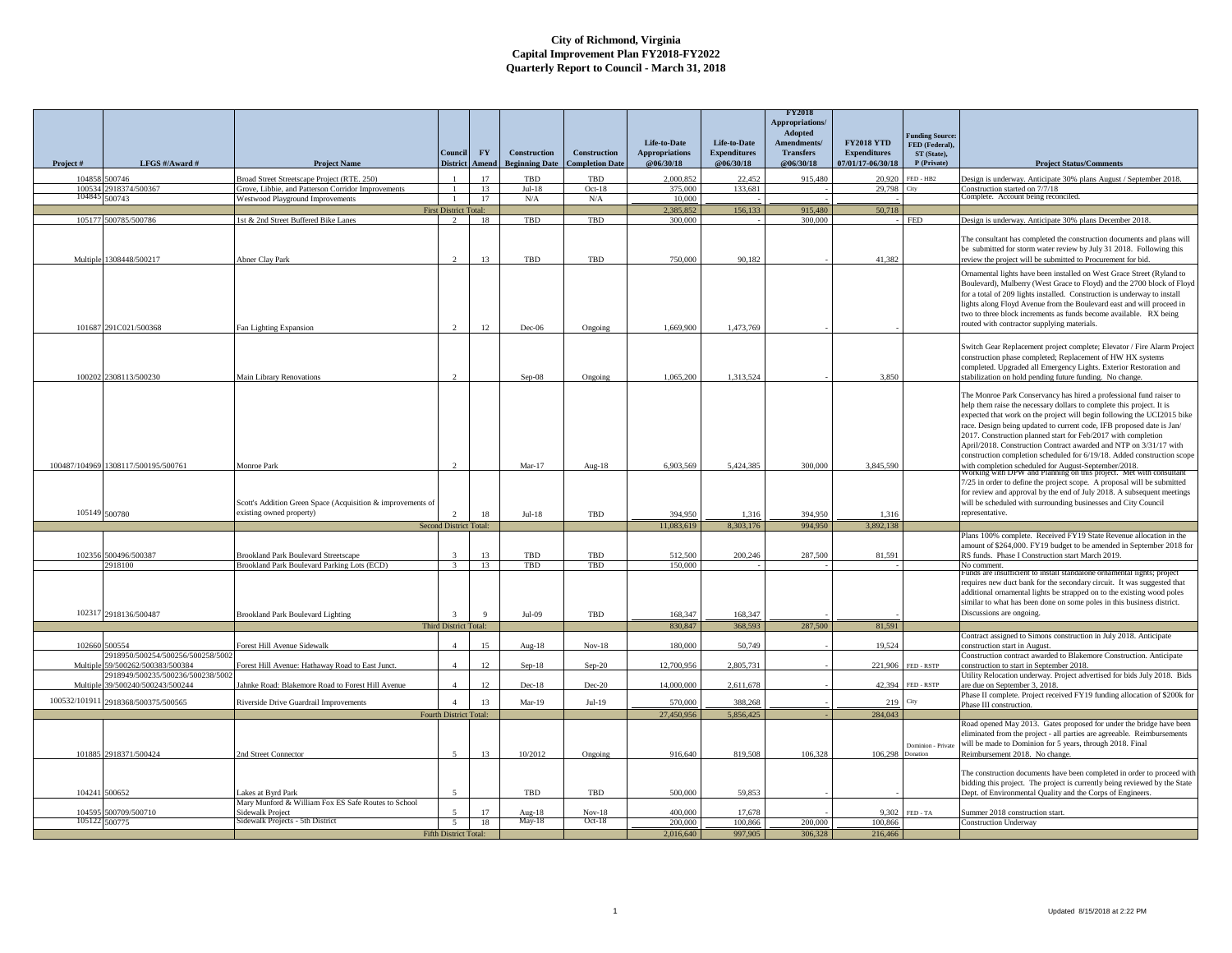# City of Richmond, Virginia
## Capital Improvement Plan FY2018-FY2022
## Quarterly Report to Council - March 31, 2018

| Project # | LFGS #/Award # | Project Name | Council District | FY Amend | Construction Beginning Date | Construction Completion Date | Life-to-Date Appropriations @06/30/18 | Life-to-Date Expenditures @06/30/18 | FY2018 Appropriations/ Adopted Amendments/ Transfers @06/30/18 | FY2018 YTD Expenditures 07/01/17-06/30/18 | Funding Source: FED (Federal), ST (State), P (Private) | Project Status/Comments |
|---|---|---|---|---|---|---|---|---|---|---|---|---|
| 104858 | 500746 | Broad Street Streetscape Project (RTE. 250) | 1 | 17 | TBD | TBD | 2,000,852 | 22,452 | 915,480 | 20,920 | FED - HB2 | Design is underway. Anticipate 30% plans August / September 2018. |
| 100534 | 2918374/500367 | Grove, Libbie, and Patterson Corridor Improvements | 1 | 13 | Jul-18 | Oct-18 | 375,000 | 133,681 | - | 29,798 | City | Construction started on 7/7/18 |
| 104845 | 500743 | Westwood Playground Improvements | 1 | 17 | N/A | N/A | 10,000 | - | - | - | | Complete. Account being reconciled. |
| | | First District Total: | | | | | 2,385,852 | 156,133 | 915,480 | 50,718 | | |
| 105177 | 500785/500786 | 1st & 2nd Street Buffered Bike Lanes | 2 | 18 | TBD | TBD | 300,000 | - | 300,000 | - | FED | Design is underway. Anticipate 30% plans December 2018. |
| Multiple | 1308448/500217 | Abner Clay Park | 2 | 13 | TBD | TBD | 750,000 | 90,182 | - | 41,382 | | The consultant has completed the construction documents and plans will be submitted for storm water review by July 31 2018. Following this review the project will be submitted to Procurement for bid. |
| 101687 | 291C021/500368 | Fan Lighting Expansion | 2 | 12 | Dec-06 | Ongoing | 1,669,900 | 1,473,769 | - | - | | Ornamental lights have been installed on West Grace Street (Ryland to Boulevard), Mulberry (West Grace to Floyd) and the 2700 block of Floyd for a total of 209 lights installed. Construction is underway to install lights along Floyd Avenue from the Boulevard east and will proceed in two to three block increments as funds become available. RX being routed with contractor supplying materials. |
| 100202 | 2308113/500230 | Main Library Renovations | 2 | | Sep-08 | Ongoing | 1,065,200 | 1,313,524 | - | 3,850 | | Switch Gear Replacement project complete; Elevator / Fire Alarm Project construction phase completed; Replacement of HW HX systems completed. Upgraded all Emergency Lights. Exterior Restoration and stabilization on hold pending future funding. No change. |
| 100487/104969 | 1308117/500195/500761 | Monroe Park | 2 | | Mar-17 | Aug-18 | 6,903,569 | 5,424,385 | 300,000 | 3,845,590 | | The Monroe Park Conservancy has hired a professional fund raiser to help them raise the necessary dollars to complete this project. It is expected that work on the project will begin following the UCI2015 bike race. Design being updated to current code, IFB proposed date is Jan/ 2017. Construction planned start for Feb/2017 with completion April/2018. Construction Contract awarded and NTP on 3/31/17 with construction completion scheduled for 6/19/18. Added construction scope with completion scheduled for August-September/2018. |
| 105149 | 500780 | Scott's Addition Green Space (Acquisition & improvements of existing owned property) | 2 | 18 | Jul-18 | TBD | 394,950 | 1,316 | 394,950 | 1,316 | | Working with DPW and Planning on this project. Met with consultant 7/25 in order to define the project scope. A proposal will be submitted for review and approval by the end of July 2018. A subsequent meetings will be scheduled with surrounding businesses and City Council representative. |
| | | Second District Total: | | | | | 11,083,619 | 8,303,176 | 994,950 | 3,892,138 | | |
| 102356 | 500496/500387 | Brookland Park Boulevard Streetscape | 3 | 13 | TBD | TBD | 512,500 | 200,246 | 287,500 | 81,591 | | Plans 100% complete. Received FY19 State Revenue allocation in the amount of $264,000. FY19 budget to be amended in September 2018 for RS funds. Phase I Construction start March 2019. |
| | 2918100 | Brookland Park Boulevard Parking Lots (ECD) | 3 | 13 | TBD | TBD | 150,000 | - | - | - | | No comment. |
| 102317 | 2918136/500487 | Brookland Park Boulevard Lighting | 3 | 9 | Jul-09 | TBD | 168,347 | 168,347 | - | - | | Funds are insufficient to install standalone ornamental lights; project requires new duct bank for the secondary circuit. It was suggested that additional ornamental lights be strapped on to the existing wood poles similar to what has been done on some poles in this business district. Discussions are ongoing. |
| | | Third District Total: | | | | | 830,847 | 368,593 | 287,500 | 81,591 | | |
| 102660 | 500554 | Forest Hill Avenue Sidewalk | 4 | 15 | Aug-18 | Nov-18 | 180,000 | 50,749 | - | 19,524 | | Contract assigned to Simons construction in July 2018. Anticipate construction start in August. |
| Multiple | 2918950/500254/500256/500258/500259/500262/500383/500384 | Forest Hill Avenue: Hathaway Road to East Junct. | 4 | 12 | Sep-18 | Sep-20 | 12,700,956 | 2,805,731 | - | 221,906 | FED - RSTP | Construction contract awarded to Blakemore Construction. Anticipate construction to start in September 2018. |
| Multiple | 2918949/500235/500236/500238/500239/500240/500243/500244 | Jahnke Road: Blakemore Road to Forest Hill Avenue | 4 | 12 | Dec-18 | Dec-20 | 14,000,000 | 2,611,678 | - | 42,394 | FED - RSTP | Utility Relocation underway. Project advertised for bids July 2018. Bids are due on September 3, 2018. |
| 100532/101911 | 2918368/500375/500565 | Riverside Drive Guardrail Improvements | 4 | 13 | Mar-19 | Jul-19 | 570,000 | 388,268 | - | 219 | City | Phase II complete. Project received FY19 funding allocation of $200k for Phase III construction. |
| | | Fourth District Total: | | | | | 27,450,956 | 5,856,425 | - | 284,043 | | |
| 101885 | 2918371/500424 | 2nd Street Connector | 5 | 13 | 10/2012 | Ongoing | 916,640 | 819,508 | 106,328 | 106,298 | Dominion - Private Donation | Road opened May 2013. Gates proposed for under the bridge have been eliminated from the project - all parties are agreeable. Reimbursements will be made to Dominion for 5 years, through 2018. Final Reimbursement 2018. No change. |
| 104241 | 500652 | Lakes at Byrd Park | 5 | | TBD | TBD | 500,000 | 59,853 | - | - | | The construction documents have been completed in order to proceed with bidding this project. The project is currently being reviewed by the State Dept. of Environmental Quality and the Corps of Engineers. |
| 104595 | 500709/500710 | Mary Munford & William Fox ES Safe Routes to School Sidewalk Project | 5 | 17 | Aug-18 | Nov-18 | 400,000 | 17,678 | - | 9,302 | FED - TA | Summer 2018 construction start. |
| 105122 | 500775 | Sidewalk Projects - 5th District | 5 | 18 | May-18 | Oct-18 | 200,000 | 100,866 | 200,000 | 100,866 | | Construction Underway |
| | | Fifth District Total: | | | | | 2,016,640 | 997,905 | 306,328 | 216,466 | | |

Updated 8/15/2018 at 2:22 PM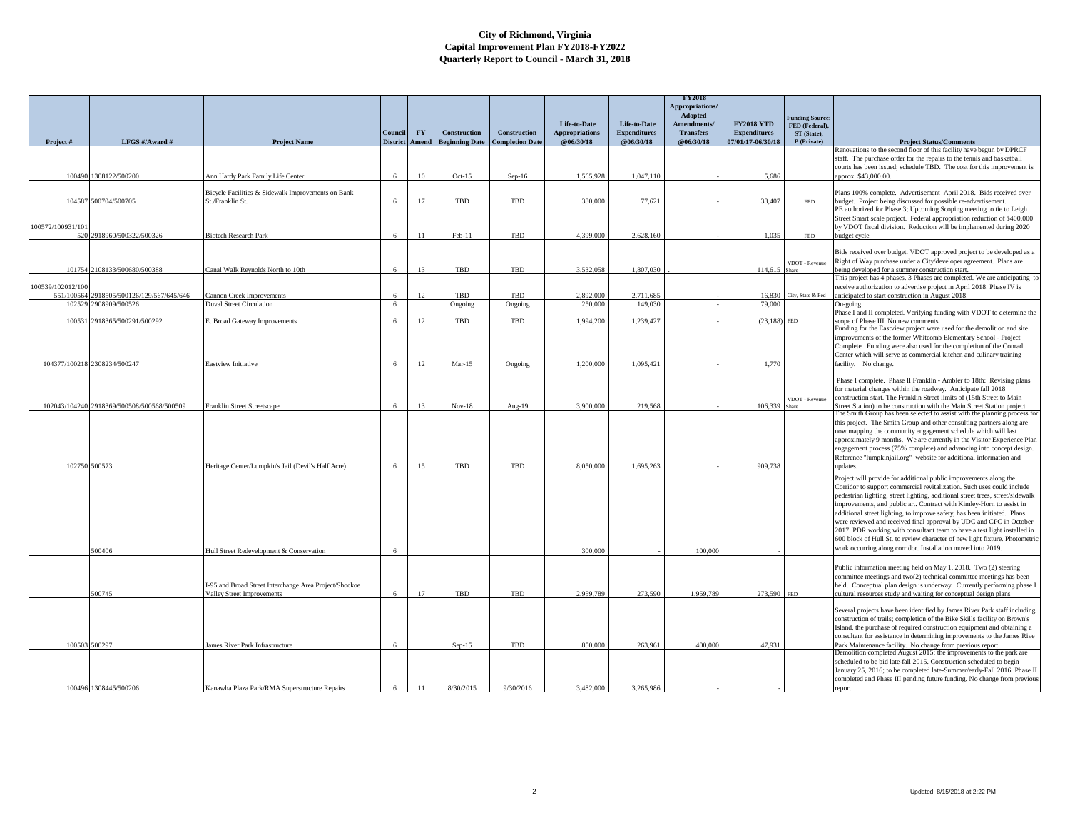# City of Richmond, Virginia
## Capital Improvement Plan FY2018-FY2022
## Quarterly Report to Council - March 31, 2018

| Project # | LFGS #/Award # | Project Name | Council District | FY Amend | Construction Beginning Date | Construction Completion Date | Life-to-Date Appropriations @06/30/18 | Life-to-Date Expenditures @06/30/18 | FY2018 Appropriations/ Adopted Amendments/ Transfers @06/30/18 | FY2018 YTD Expenditures 07/01/17-06/30/18 | Funding Source: FED (Federal), ST (State), P (Private) | Project Status/Comments |
|---|---|---|---|---|---|---|---|---|---|---|---|---|
| 100490 | 1308122/500200 | Ann Hardy Park Family Life Center | 6 | 10 | Oct-15 | Sep-16 | 1,565,928 | 1,047,110 | - | 5,686 | | Renovations to the second floor of this facility have begun by DPRCF staff. The purchase order for the repairs to the tennis and basketball courts has been issued; schedule TBD. The cost for this improvement is approx. $43,000.00. |
| 104587 | 500704/500705 | Bicycle Facilities & Sidewalk Improvements on Bank St./Franklin St. | 6 | 17 | TBD | TBD | 380,000 | 77,621 | - | 38,407 | FED | Plans 100% complete. Advertisement April 2018. Bids received over budget. Project being discussed for possible re-advertisement. |
| 100572/100931/101520 | 2918960/500322/500326 | Biotech Research Park | 6 | 11 | Feb-11 | TBD | 4,399,000 | 2,628,160 | - | 1,035 | FED | PE authorized for Phase 3; Upcoming Scoping meeting to tie to Leigh Street Smart scale project. Federal appropriation reduction of $400,000 by VDOT fiscal division. Reduction will be implemented during 2020 budget cycle. |
| 101754 | 2108133/500680/500388 | Canal Walk Reynolds North to 10th | 6 | 13 | TBD | TBD | 3,532,058 | 1,807,030 | . | 114,615 | VDOT - Revenue Share | Bids received over budget. VDOT approved project to be developed as a Right of Way purchase under a City/developer agreement. Plans are being developed for a summer construction start. |
| 100539/102012/100551/100564 | 2918505/500126/129/567/645/646 | Cannon Creek Improvements | 6 | 12 | TBD | TBD | 2,892,000 | 2,711,685 | - | 16,830 | City, State & Fed | This project has 4 phases. 3 Phases are completed. We are anticipating to receive authorization to advertise project in April 2018. Phase IV is anticipated to start construction in August 2018. |
| 102529 | 2908909/500526 | Duval Street Circulation | 6 | | Ongoing | Ongoing | 250,000 | 149,030 | - | 79,000 | | On-going. |
| 100531 | 2918365/500291/500292 | E. Broad Gateway Improvements | 6 | 12 | TBD | TBD | 1,994,200 | 1,239,427 | - | (23,188) | FED | Phase I and II completed. Verifying funding with VDOT to determine the scope of Phase III. No new comments |
| 104377/100218 | 2308234/500247 | Eastview Initiative | 6 | 12 | Mar-15 | Ongoing | 1,200,000 | 1,095,421 | - | 1,770 | | Funding for the Eastview project were used for the demolition and site improvements of the former Whitcomb Elementary School - Project Complete. Funding were also used for the completion of the Conrad Center which will serve as commercial kitchen and culinary training facility. No change. |
| 102043/104240 | 2918369/500508/500568/500509 | Franklin Street Streetscape | 6 | 13 | Nov-18 | Aug-19 | 3,900,000 | 219,568 | - | 106,339 | VDOT - Revenue Share | Phase I complete. Phase II Franklin - Ambler to 18th: Revising plans for material changes within the roadway. Anticipate fall 2018 construction start. The Franklin Street limits of (15th Street to Main Street Station) to be construction with the Main Street Station project. |
| 102750 | 500573 | Heritage Center/Lumpkin's Jail (Devil's Half Acre) | 6 | 15 | TBD | TBD | 8,050,000 | 1,695,263 | - | 909,738 | | The Smith Group has been selected to assist with the planning process for this project. The Smith Group and other consulting partners along are now mapping the community engagement schedule which will last approximately 9 months. We are currently in the Visitor Experience Plan engagement process (75% complete) and advancing into concept design. Reference "lumpkinjail.org" website for additional information and updates. |
| | 500406 | Hull Street Redevelopment & Conservation | 6 | | | | 300,000 | - | 100,000 | - | | Project will provide for additional public improvements along the Corridor to support commercial revitalization. Such uses could include pedestrian lighting, street lighting, additional street trees, street/sidewalk improvements, and public art. Contract with Kimley-Horn to assist in additional street lighting, to improve safety, has been initiated. Plans were reviewed and received final approval by UDC and CPC in October 2017. PDR working with consultant team to have a test light installed in 600 block of Hull St. to review character of new light fixture. Photometric work occurring along corridor. Installation moved into 2019. |
| | 500745 | I-95 and Broad Street Interchange Area Project/Shockoe Valley Street Improvements | 6 | 17 | TBD | TBD | 2,959,789 | 273,590 | 1,959,789 | 273,590 | FED | Public information meeting held on May 1, 2018. Two (2) steering committee meetings and two(2) technical committee meetings has been held. Conceptual plan design is underway. Currently performing phase I cultural resources study and waiting for conceptual design plans |
| 100503 | 500297 | James River Park Infrastructure | 6 | | Sep-15 | TBD | 850,000 | 263,961 | 400,000 | 47,931 | | Several projects have been identified by James River Park staff including construction of trails; completion of the Bike Skills facility on Brown's Island, the purchase of required construction equipment and obtaining a consultant for assistance in determining improvements to the James Rive Park Maintenance facility. No change from previous report |
| 100496 | 1308445/500206 | Kanawha Plaza Park/RMA Superstructure Repairs | 6 | 11 | 8/30/2015 | 9/30/2016 | 3,482,000 | 3,265,986 | - | - | | Demolition completed August 2015; the improvements to the park are scheduled to be bid late-fall 2015. Construction scheduled to begin January 25, 2016; to be completed late-Summer/early-Fall 2016. Phase II completed and Phase III pending future funding. No change from previous report |

Updated 8/15/2018 at 2:22 PM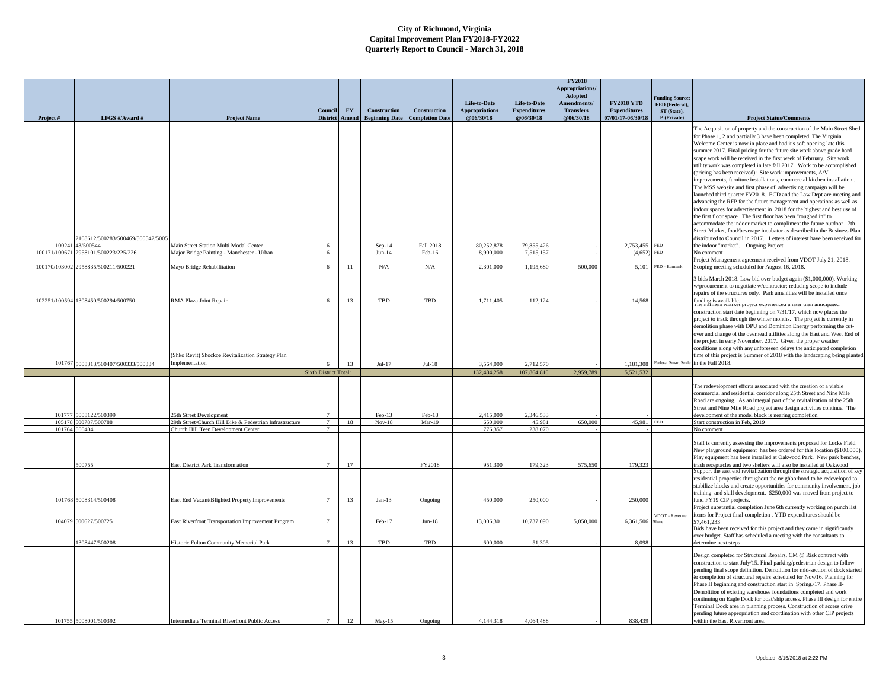# City of Richmond, Virginia
## Capital Improvement Plan FY2018-FY2022
## Quarterly Report to Council - March 31, 2018

| Project # | LFGS #/Award # | Project Name | Council District | FY Amend | Construction Beginning Date | Construction Completion Date | Life-to-Date Appropriations @06/30/18 | Life-to-Date Expenditures @06/30/18 | FY2018 Appropriations/ Adopted Amendments/ Transfers @06/30/18 | FY2018 YTD Expenditures 07/01/17-06/30/18 | Funding Source: FED (Federal), ST (State), P (Private) | Project Status/Comments |
|---|---|---|---|---|---|---|---|---|---|---|---|---|
| 100241 | 2108612/500283/500469/500542/500543/500544 | Main Street Station Multi Modal Center | 6 | | Sep-14 | Fall 2018 | 80,252,878 | 79,855,426 | - | 2,753,455 | FED | The Acquisition of property and the construction of the Main Street Shed for Phase 1, 2 and partially 3 have been completed. The Virginia Welcome Center is now in place and had it's soft opening late this summer 2017. Final pricing for the future site work above grade hard scape work will be received in the first week of February. Site work utility work was completed in late fall 2017. Work to be accomplished (pricing has been received): Site work improvements, A/V improvements, furniture installations, commercial kitchen installation . The MSS website and first phase of advertising campaign will be launched third quarter FY2018. ECD and the Law Dept are meeting and advancing the RFP for the future management and operations as well as indoor spaces for advertisement in 2018 for the highest and best use of the first floor space. The first floor has been "roughed in" to accommodate the indoor market to compliment the future outdoor 17th Street Market, food/beverage incubator as described in the Business Plan distributed to Council in 2017. Letters of interest have been received for the indoor "market". Ongoing Project. |
| 100171/100671 | 2958101/500223/225/226 | Major Bridge Painting - Manchester - Urban | 6 | | Jun-14 | Feb-16 | 8,900,000 | 7,515,157 | - | (4,652) | FED | No comment |
| 100170/103002 | 2958835/500211/500221 | Mayo Bridge Rehabilitation | 6 | 11 | N/A | N/A | 2,301,000 | 1,195,680 | 500,000 | 5,101 | FED - Earmark | Project Management agreement received from VDOT July 21, 2018. Scoping meeting scheduled for August 16, 2018. |
| 102251/100594 | 1308450/500294/500750 | RMA Plaza Joint Repair | 6 | 13 | TBD | TBD | 1,711,405 | 112,124 | - | 14,568 | | 3 bids March 2018. Low bid over budget again ($1,000,000). Working w/procurement to negotiate w/contractor; reducing scope to include repairs of the structures only. Park amenities will be installed once funding is available. |
| 101767 | 5008313/500407/500333/500334 | (Shko Revit) Shockoe Revitalization Strategy Plan Implementation | 6 | 13 | Jul-17 | Jul-18 | 3,564,000 | 2,712,570 | - | 1,181,308 | Federal Smart Scale | The Farmers Market project experienced a later than anticipated construction start date beginning on 7/31/17, which now places the project to track through the winter months. The project is currently in demolition phase with DPU and Dominion Energy performing the cut-over and change of the overhead utilities along the East and West end of the project in early November, 2017. Given the proper weather conditions along with any unforeseen delays the anticipated completion time of this project is Summer of 2018 with the landscaping being planted in the Fall 2018. |
| | | Sixth District Total: | | | | | 132,484,258 | 107,864,810 | 2,959,789 | 5,521,532 | | |
| 101777 | 5008122/500399 | 25th Street Development | 7 | | Feb-13 | Feb-18 | 2,415,000 | 2,346,533 | - | - | | The redevelopment efforts associated with the creation of a viable commercial and residential corridor along 25th Street and Nine Mile Road are ongoing. As an integral part of the revitalization of the 25th Street and Nine Mile Road project area design activities continue. The development of the model block is nearing completion. |
| 105178 | 500787/500788 | 29th Street/Church Hill Bike & Pedestrian Infrastructure | 7 | 18 | Nov-18 | Mar-19 | 650,000 | 45,981 | 650,000 | 45,981 | FED | Start construction in Feb, 2019 |
| 101764 | 500404 | Church Hill Teen Development Center | 7 | | | | 776,357 | 238,070 | - | - | | No comment |
| | 500755 | East District Park Transformation | 7 | 17 | | FY2018 | 951,300 | 179,323 | 575,650 | 179,323 | | Staff is currently assessing the improvements proposed for Lucks Field. New playground equipment has been ordered for this location ($100,000). Play equipment has been installed at Oakwood Park. New park benches, trash receptacles and two shelters will also be installed at Oakwood |
| 101768 | 5008314/500408 | East End Vacant/Blighted Property Improvements | 7 | 13 | Jan-13 | Ongoing | 450,000 | 250,000 | - | 250,000 | | Support the east end revitalization through the strategic acquisition of key residential properties throughout the neighborhood to be redeveloped to stabilize blocks and create opportunities for community involvement, job training and skill development. $250,000 was moved from project to fund FY19 CIP projects. |
| 104079 | 500627/500725 | East Riverfront Transportation Improvement Program | 7 | | Feb-17 | Jun-18 | 13,006,301 | 10,737,090 | 5,050,000 | 6,361,506 | VDOT - Revenue Share | Project substantial completion June 6th currently working on punch list items for Project final completion . YTD expenditures should be $7,461,233 |
| | 1308447/500208 | Historic Fulton Community Memorial Park | 7 | 13 | TBD | TBD | 600,000 | 51,305 | - | 8,098 | | Bids have been received for this project and they came in significantly over budget. Staff has scheduled a meeting with the consultants to determine next steps |
| 101755 | 5008001/500392 | Intermediate Terminal Riverfront Public Access | 7 | 12 | May-15 | Ongoing | 4,144,318 | 4,064,488 | - | 838,439 | | Design completed for Structural Repairs. CM @ Risk contract with construction to start July/15. Final parking/pedestrian design to follow pending final scope definition. Demolition for mid-section of dock started & completion of structural repairs scheduled for Nov/16. Planning for Phase II beginning and construction start in Spring./17. Phase II-Demolition of existing warehouse foundations completed and work continuing on Eagle Dock for boat/ship access. Phase III design for entire Terminal Dock area in planning process. Construction of access drive pending future appropriation and coordination with other CIP projects within the East Riverfront area. |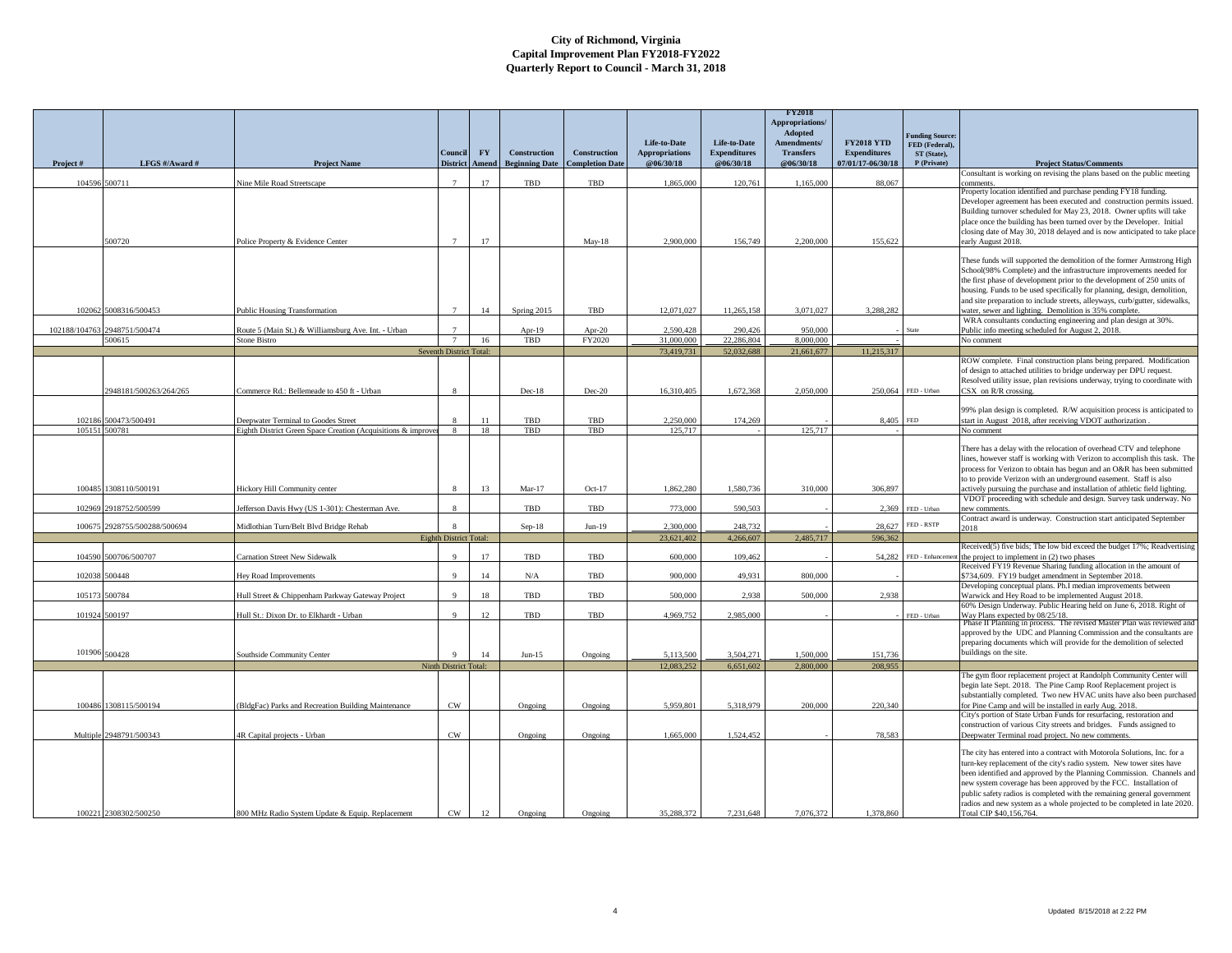# City of Richmond, Virginia
## Capital Improvement Plan FY2018-FY2022
## Quarterly Report to Council - March 31, 2018

| Project # | LFGS #/Award # | Project Name | Council District | FY Amend | Construction Beginning Date | Construction Completion Date | Life-to-Date Appropriations @06/30/18 | Life-to-Date Expenditures @06/30/18 | FY2018 Appropriations/ Adopted Amendments/ Transfers @06/30/18 | FY2018 YTD Expenditures 07/01/17-06/30/18 | Funding Source: FED (Federal), ST (State), P (Private) | Project Status/Comments |
|---|---|---|---|---|---|---|---|---|---|---|---|---|
| 104596 | 500711 | Nine Mile Road Streetscape | 7 | 17 | TBD | TBD | 1,865,000 | 120,761 | 1,165,000 | 88,067 | | Consultant is working on revising the plans based on the public meeting comments. |
| | 500720 | Police Property & Evidence Center | 7 | 17 | | May-18 | 2,900,000 | 156,749 | 2,200,000 | 155,622 | | Property location identified and purchase pending FY18 funding. Developer agreement has been executed and construction permits issued. Building turnover scheduled for May 23, 2018. Owner upfits will take place once the building has been turned over by the Developer. Initial closing date of May 30, 2018 delayed and is now anticipated to take place early August 2018. |
| 102062 | 5008316/500453 | Public Housing Transformation | 7 | 14 | Spring 2015 | TBD | 12,071,027 | 11,265,158 | 3,071,027 | 3,288,282 | | These funds will supported the demolition of the former Armstrong High School(98% Complete) and the infrastructure improvements needed for the first phase of development prior to the development of 250 units of housing. Funds to be used specifically for planning, design, demolition, and site preparation to include streets, alleyways, curb/gutter, sidewalks, water, sewer and lighting. Demolition is 35% complete. |
| 102188/104763 | 2948751/500474 | Route 5 (Main St.) & Williamsburg Ave. Int. - Urban | 7 | | Apr-19 | Apr-20 | 2,590,428 | 290,426 | 950,000 | - | State | WRA consultants conducting engineering and plan design at 30%. Public info meeting scheduled for August 2, 2018. |
| | 500615 | Stone Bistro | 7 | 16 | TBD | FY2020 | 31,000,000 | 22,286,804 | 8,000,000 | - | | No comment |
| | | Seventh District Total: | | | | | 73,419,731 | 52,032,688 | 21,661,677 | 11,215,317 | | |
| | 2948181/500263/264/265 | Commerce Rd.: Bellemeade to 450 ft - Urban | 8 | | Dec-18 | Dec-20 | 16,310,405 | 1,672,368 | 2,050,000 | 250,064 | FED - Urban | ROW complete. Final construction plans being prepared. Modification of design to attached utilities to bridge underway per DPU request. Resolved utility issue, plan revisions underway, trying to coordinate with CSX on R/R crossing. |
| 102186 | 500473/500491 | Deepwater Terminal to Goodes Street | 8 | 11 | TBD | TBD | 2,250,000 | 174,269 | - | 8,405 | FED | 99% plan design is completed. R/W acquisition process is anticipated to start in August 2018, after receiving VDOT authorization . |
| 105151 | 500781 | Eighth District Green Space Creation (Acquisitions & improver | 8 | 18 | TBD | TBD | 125,717 | - | 125,717 | - | | No comment |
| 100485 | 1308110/500191 | Hickory Hill Community center | 8 | 13 | Mar-17 | Oct-17 | 1,862,280 | 1,580,736 | 310,000 | 306,897 | | There has a delay with the relocation of overhead CTV and telephone lines, however staff is working with Verizon to accomplish this task. The process for Verizon to obtain has begun and an O&R has been submitted to to provide Verizon with an underground easement. Staff is also actively pursuing the purchase and installation of athletic field lighting. |
| 102969 | 2918752/500599 | Jefferson Davis Hwy (US 1-301): Chesterman Ave. | 8 | | TBD | TBD | 773,000 | 590,503 | - | 2,369 | FED - Urban | VDOT proceeding with schedule and design. Survey task underway. No new comments. |
| 100675 | 2928755/500288/500694 | Midlothian Turn/Belt Blvd Bridge Rehab | 8 | | Sep-18 | Jun-19 | 2,300,000 | 248,732 | - | 28,627 | FED - RSTP | Contract award is underway. Construction start anticipated September 2018 |
| | | Eighth District Total: | | | | | 23,621,402 | 4,266,607 | 2,485,717 | 596,362 | | |
| 104590 | 500706/500707 | Carnation Street New Sidewalk | 9 | 17 | TBD | TBD | 600,000 | 109,462 | - | 54,282 | FED - Enhancement | Received(5) five bids; The low bid exceed the budget 17%; Readvertising the project to implement in (2) two phases |
| 102038 | 500448 | Hey Road Improvements | 9 | 14 | N/A | TBD | 900,000 | 49,931 | 800,000 | - | | Received FY19 Revenue Sharing funding allocation in the amount of $734,609. FY19 budget amendment in September 2018. |
| 105173 | 500784 | Hull Street & Chippenham Parkway Gateway Project | 9 | 18 | TBD | TBD | 500,000 | 2,938 | 500,000 | 2,938 | | Developing conceptual plans. Ph.I median improvements between Warwick and Hey Road to be implemented August 2018. |
| 101924 | 500197 | Hull St.: Dixon Dr. to Elkhardt - Urban | 9 | 12 | TBD | TBD | 4,969,752 | 2,985,000 | - | - | FED - Urban | 60% Design Underway. Public Hearing held on June 6, 2018. Right of Way Plans expected by 08/25/18. |
| 101906 | 500428 | Southside Community Center | 9 | 14 | Jun-15 | Ongoing | 5,113,500 | 3,504,271 | 1,500,000 | 151,736 | | Phase II Planning in process. The revised Master Plan was reviewed and approved by the UDC and Planning Commission and the consultants are preparing documents which will provide for the demolition of selected buildings on the site. |
| | | Ninth District Total: | | | | | 12,083,252 | 6,651,602 | 2,800,000 | 208,955 | | |
| 100486 | 1308115/500194 | (BldgFac) Parks and Recreation Building Maintenance | CW | | Ongoing | Ongoing | 5,959,801 | 5,318,979 | 200,000 | 220,340 | | The gym floor replacement project at Randolph Community Center will begin late Sept. 2018. The Pine Camp Roof Replacement project is substantially completed. Two new HVAC units have also been purchased for Pine Camp and will be installed in early Aug. 2018. |
| Multiple | 2948791/500343 | 4R Capital projects - Urban | CW | | Ongoing | Ongoing | 1,665,000 | 1,524,452 | - | 78,583 | | City's portion of State Urban Funds for resurfacing, restoration and construction of various City streets and bridges. Funds assigned to Deepwater Terminal road project. No new comments. |
| 100221 | 2308302/500250 | 800 MHz Radio System Update & Equip. Replacement | CW | 12 | Ongoing | Ongoing | 35,288,372 | 7,231,648 | 7,076,372 | 1,378,860 | | The city has entered into a contract with Motorola Solutions, Inc. for a turn-key replacement of the city's radio system. New tower sites have been identified and approved by the Planning Commission. Channels and new system coverage has been approved by the FCC. Installation of public safety radios is completed with the remaining general government radios and new system as a whole projected to be completed in late 2020. Total CIP $40,156,764. |

Updated 8/15/2018 at 2:22 PM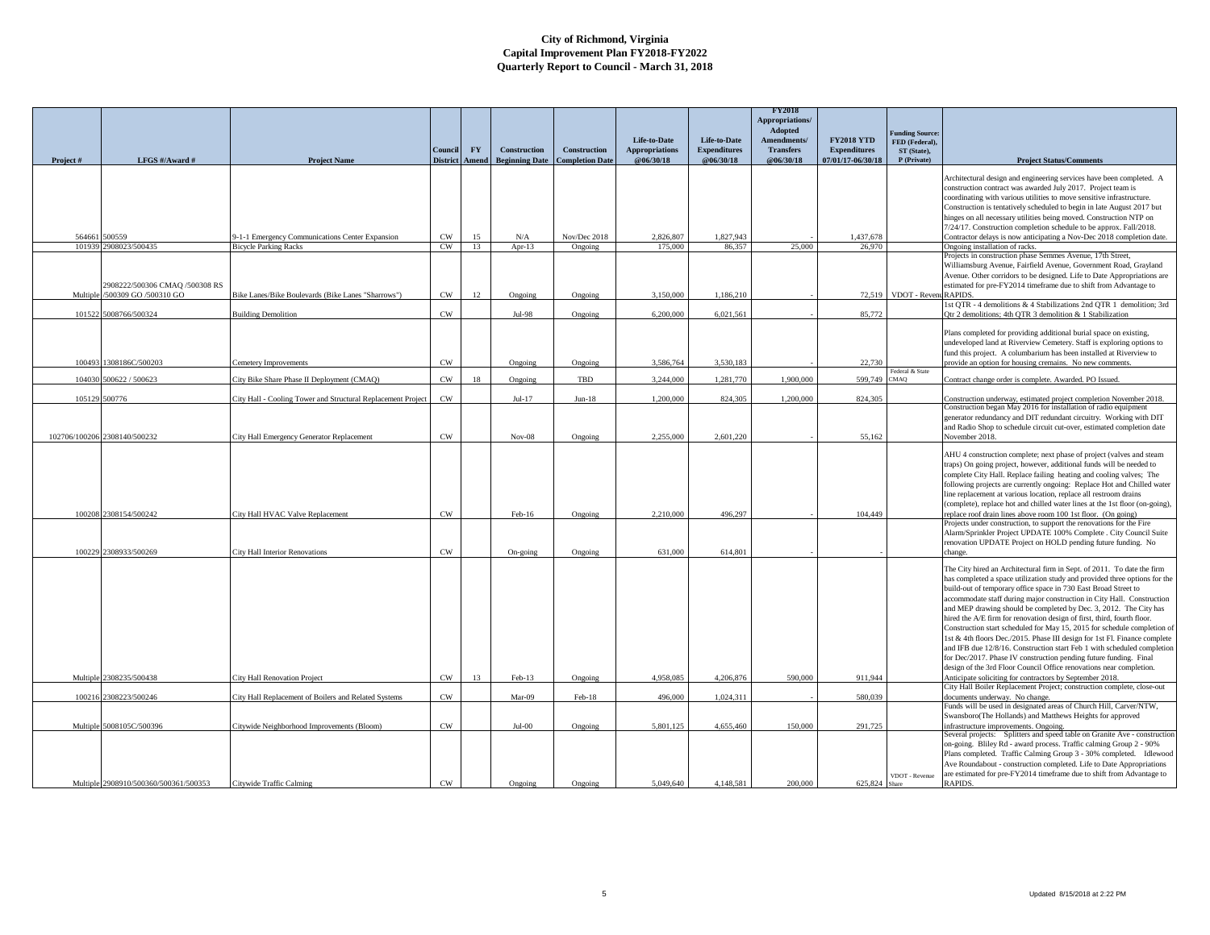# City of Richmond, Virginia
## Capital Improvement Plan FY2018-FY2022
## Quarterly Report to Council - March 31, 2018

| Project # | LFGS #/Award # | Project Name | Council District | FY Amend | Construction Beginning Date | Construction Completion Date | Life-to-Date Appropriations @06/30/18 | Life-to-Date Expenditures @06/30/18 | FY2018 Appropriations/ Adopted Amendments/ Transfers @06/30/18 | FY2018 YTD Expenditures 07/01/17-06/30/18 | Funding Source: FED (Federal), ST (State), P (Private) | Project Status/Comments |
|---|---|---|---|---|---|---|---|---|---|---|---|---|
| 564661 | 500559 | 9-1-1 Emergency Communications Center Expansion | CW | 15 | N/A | Nov/Dec 2018 | 2,826,807 | 1,827,943 | - | 1,437,678 | | Architectural design and engineering services have been completed. A construction contract was awarded July 2017. Project team is coordinating with various utilities to move sensitive infrastructure. Construction is tentatively scheduled to begin in late August 2017 but hinges on all necessary utilities being moved. Construction NTP on 7/24/17. Construction completion schedule to be approx. Fall/2018. Contractor delays is now anticipating a Nov-Dec 2018 completion date. |
| 101939 | 2908023/500435 | Bicycle Parking Racks | CW | 13 | Apr-13 | Ongoing | 175,000 | 86,357 | 25,000 | 26,970 | | Ongoing installation of racks. |
| Multiple | 2908222/500306 CMAQ /500308 RS /500309 GO /500310 GO | Bike Lanes/Bike Boulevards (Bike Lanes "Sharrows") | CW | 12 | Ongoing | Ongoing | 3,150,000 | 1,186,210 | - | 72,519 | VDOT - Revenue | Projects in construction phase Semmes Avenue, 17th Street, Williamsburg Avenue, Fairfield Avenue, Government Road, Grayland Avenue. Other corridors to be designed. Life to Date Appropriations are estimated for pre-FY2014 timeframe due to shift from Advantage to RAPIDS. |
| 101522 | 5008766/500324 | Building Demolition | CW | | Jul-98 | Ongoing | 6,200,000 | 6,021,561 | - | 85,772 | | 1st QTR - 4 demolitions & 4 Stabilizations 2nd QTR 1 demolition; 3rd Qtr 2 demolitions; 4th QTR 3 demolition & 1 Stabilization |
| 100493 | 1308186C/500203 | Cemetery Improvements | CW | | Ongoing | Ongoing | 3,586,764 | 3,530,183 | - | 22,730 | | Plans completed for providing additional burial space on existing, undeveloped land at Riverview Cemetery. Staff is exploring options to fund this project. A columbarium has been installed at Riverview to provide an option for housing cremains. No new comments. |
| 104030 | 500622 / 500623 | City Bike Share Phase II Deployment (CMAQ) | CW | 18 | Ongoing | TBD | 3,244,000 | 1,281,770 | 1,900,000 | 599,749 | Federal & State CMAQ | Contract change order is complete. Awarded. PO Issued. |
| 105129 | 500776 | City Hall - Cooling Tower and Structural Replacement Project | CW | | Jul-17 | Jun-18 | 1,200,000 | 824,305 | 1,200,000 | 824,305 | | Construction underway, estimated project completion November 2018. |
| 102706/100206 | 2308140/500232 | City Hall Emergency Generator Replacement | CW | | Nov-08 | Ongoing | 2,255,000 | 2,601,220 | - | 55,162 | | Construction began May 2016 for installation of radio equipment generator redundancy and DIT redundant circuitry. Working with DIT and Radio Shop to schedule circuit cut-over, estimated completion date November 2018. |
| 100208 | 2308154/500242 | City Hall HVAC Valve Replacement | CW | | Feb-16 | Ongoing | 2,210,000 | 496,297 | - | 104,449 | | AHU 4 construction complete; next phase of project (valves and steam traps) On going project, however, additional funds will be needed to complete City Hall. Replace failing heating and cooling valves; The following projects are currently ongoing: Replace Hot and Chilled water line replacement at various location, replace all restroom drains (complete), replace hot and chilled water lines at the 1st floor (on-going), replace roof drain lines above room 100 1st floor. (On going) |
| 100229 | 2308933/500269 | City Hall Interior Renovations | CW | | On-going | Ongoing | 631,000 | 614,801 | - | - | | Projects under construction, to support the renovations for the Fire Alarm/Sprinkler Project UPDATE 100% Complete . City Council Suite renovation UPDATE Project on HOLD pending future funding. No change. |
| Multiple | 2308235/500438 | City Hall Renovation Project | CW | 13 | Feb-13 | Ongoing | 4,958,085 | 4,206,876 | 590,000 | 911,944 | | The City hired an Architectural firm in Sept. of 2011. To date the firm has completed a space utilization study and provided three options for the build-out of temporary office space in 730 East Broad Street to accommodate staff during major construction in City Hall. Construction and MEP drawing should be completed by Dec. 3, 2012. The City has hired the A/E firm for renovation design of first, third, fourth floor. Construction start scheduled for May 15, 2015 for schedule completion of 1st & 4th floors Dec./2015. Phase III design for 1st Fl. Finance complete and IFB due 12/8/16. Construction start Feb 1 with scheduled completion for Dec/2017. Phase IV construction pending future funding. Final design of the 3rd Floor Council Office renovations near completion. Anticipate soliciting for contractors by September 2018. |
| 100216 | 2308223/500246 | City Hall Replacement of Boilers and Related Systems | CW | | Mar-09 | Feb-18 | 496,000 | 1,024,311 | - | 580,039 | | City Hall Boiler Replacement Project; construction complete, close-out documents underway. No change. |
| Multiple | 5008105C/500396 | Citywide Neighborhood Improvements (Bloom) | CW | | Jul-00 | Ongoing | 5,801,125 | 4,655,460 | 150,000 | 291,725 | | Funds will be used in designated areas of Church Hill, Carver/NTW, Swansboro(The Hollands) and Matthews Heights for approved infrastructure improvements. Ongoing. |
| Multiple | 2908910/500360/500361/500353 | Citywide Traffic Calming | CW | | Ongoing | Ongoing | 5,049,640 | 4,148,581 | 200,000 | 625,824 | VDOT - Revenue Share | Several projects: Splitters and speed table on Granite Ave - construction on-going. Bliley Rd - award process. Traffic calming Group 2 - 90% Plans completed. Traffic Calming Group 3 - 30% completed. Idlewood Ave Roundabout - construction completed. Life to Date Appropriations are estimated for pre-FY2014 timeframe due to shift from Advantage to RAPIDS. |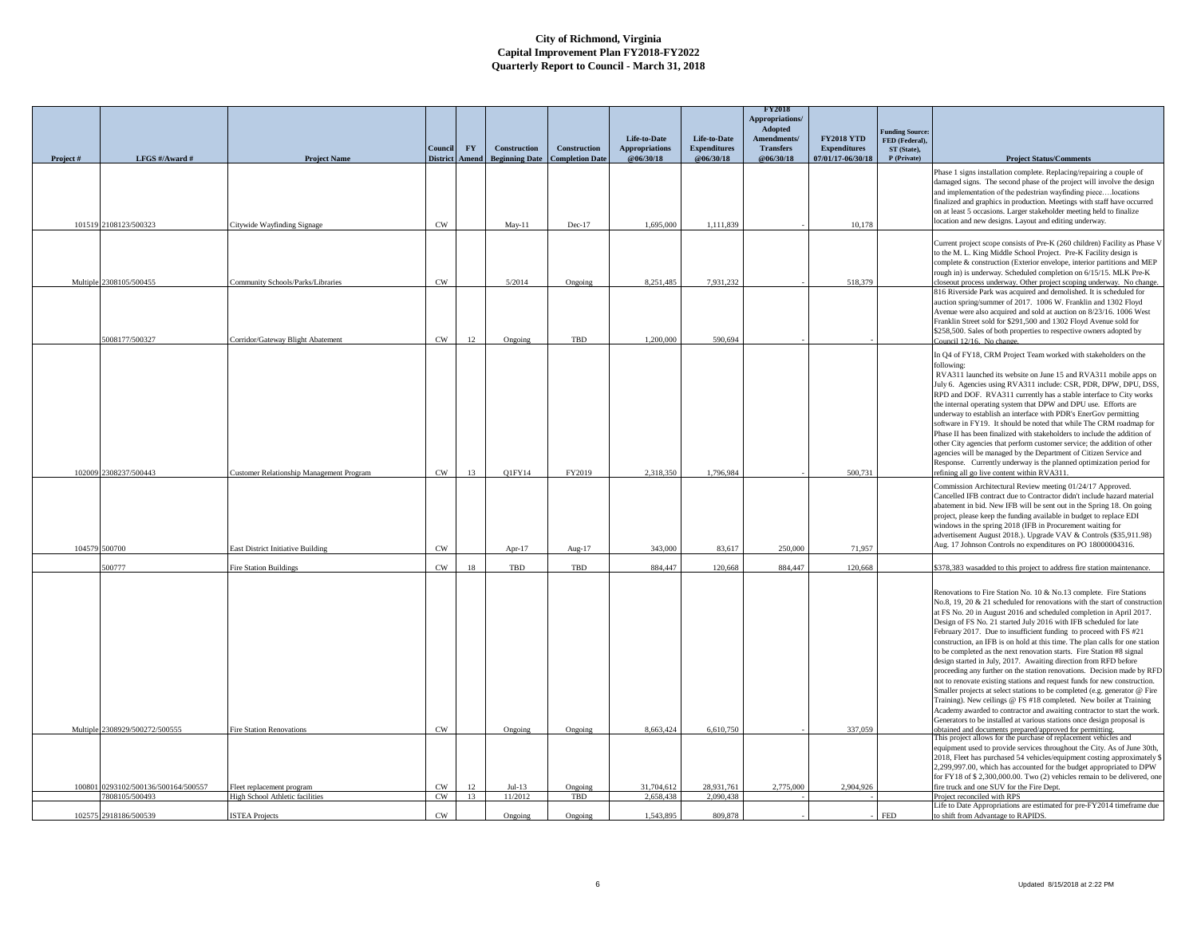# City of Richmond, Virginia
## Capital Improvement Plan FY2018-FY2022
## Quarterly Report to Council - March 31, 2018

| Project # | LFGS #/Award # | Project Name | Council District | FY Amend | Construction Beginning Date | Construction Completion Date | Life-to-Date Appropriations @06/30/18 | Life-to-Date Expenditures @06/30/18 | FY2018 Appropriations/ Adopted Amendments/ Transfers @06/30/18 | FY2018 YTD Expenditures 07/01/17-06/30/18 | Funding Source: FED (Federal), ST (State), P (Private) | Project Status/Comments |
|---|---|---|---|---|---|---|---|---|---|---|---|---|
| 101519 | 2108123/500323 | Citywide Wayfinding Signage | CW | | May-11 | Dec-17 | 1,695,000 | 1,111,839 | - | 10,178 | | Phase 1 signs installation complete. Replacing/repairing a couple of damaged signs. The second phase of the project will involve the design and implementation of the pedestrian wayfinding piece….locations finalized and graphics in production. Meetings with staff have occurred on at least 5 occasions. Larger stakeholder meeting held to finalize location and new designs. Layout and editing underway. |
| Multiple | 2308105/500455 | Community Schools/Parks/Libraries | CW | | 5/2014 | Ongoing | 8,251,485 | 7,931,232 | - | 518,379 | | Current project scope consists of Pre-K (260 children) Facility as Phase V to the M. L. King Middle School Project. Pre-K Facility design is complete & construction (Exterior envelope, interior partitions and MEP rough in) is underway. Scheduled completion on 6/15/15. MLK Pre-K closeout process underway. Other project scoping underway. No change. |
| | 5008177/500327 | Corridor/Gateway Blight Abatement | CW | 12 | Ongoing | TBD | 1,200,000 | 590,694 | - | - | | 816 Riverside Park was acquired and demolished. It is scheduled for auction spring/summer of 2017. 1006 W. Franklin and 1302 Floyd Avenue were also acquired and sold at auction on 8/23/16. 1006 West Franklin Street sold for $291,500 and 1302 Floyd Avenue sold for $258,500. Sales of both properties to respective owners adopted by Council 12/16. No change. |
| 102009 | 2308237/500443 | Customer Relationship Management Program | CW | 13 | Q1FY14 | FY2019 | 2,318,350 | 1,796,984 | - | 500,731 | | In Q4 of FY18, CRM Project Team worked with stakeholders on the following: RVA311 launched its website on June 15 and RVA311 mobile apps on July 6. Agencies using RVA311 include: CSR, PDR, DPW, DPU, DSS, RPD and DOF. RVA311 currently has a stable interface to City works the internal operating system that DPW and DPU use. Efforts are underway to establish an interface with PDR's EnerGov permitting software in FY19. It should be noted that while The CRM roadmap for Phase II has been finalized with stakeholders to include the addition of other City agencies that perform customer service; the addition of other agencies will be managed by the Department of Citizen Service and Response. Currently underway is the planned optimization period for refining all go live content within RVA311. |
| 104579 | 500700 | East District Initiative Building | CW | | Apr-17 | Aug-17 | 343,000 | 83,617 | 250,000 | 71,957 | | Commission Architectural Review meeting 01/24/17 Approved. Cancelled IFB contract due to Contractor didn't include hazard material abatement in bid. New IFB will be sent out in the Spring 18. On going project, please keep the funding available in budget to replace EDI windows in the spring 2018 (IFB in Procurement waiting for advertisement August 2018.). Upgrade VAV & Controls ($35,911.98) Aug. 17 Johnson Controls no expenditures on PO 18000004316. |
| | 500777 | Fire Station Buildings | CW | 18 | TBD | TBD | 884,447 | 120,668 | 884,447 | 120,668 | | $378,383 wasadded to this project to address fire station maintenance. |
| Multiple | 2308929/500272/500555 | Fire Station Renovations | CW | | Ongoing | Ongoing | 8,663,424 | 6,610,750 | - | 337,059 | | Renovations to Fire Station No. 10 & No.13 complete. Fire Stations No.8, 19, 20 & 21 scheduled for renovations with the start of construction at FS No. 20 in August 2016 and scheduled completion in April 2017. Design of FS No. 21 started July 2016 with IFB scheduled for late February 2017. Due to insufficient funding to proceed with FS #21 construction, an IFB is on hold at this time. The plan calls for one station to be completed as the next renovation starts. Fire Station #8 signal design started in July, 2017. Awaiting direction from RFD before proceeding any further on the station renovations. Decision made by RFD not to renovate existing stations and request funds for new construction. Smaller projects at select stations to be completed (e.g. generator @ Fire Training). New ceilings @ FS #18 completed. New boiler at Training Academy awarded to contractor and awaiting contractor to start the work. Generators to be installed at various stations once design proposal is obtained and documents prepared/approved for permitting. |
| 100801 | 0293102/500136/500164/500557 | Fleet replacement program | CW | 12 | Jul-13 | Ongoing | 31,704,612 | 28,931,761 | 2,775,000 | 2,904,926 | | This project allows for the purchase of replacement vehicles and equipment used to provide services throughout the City. As of June 30th, 2018, Fleet has purchased 54 vehicles/equipment costing approximately $ 2,299,997.00, which has accounted for the budget appropriated to DPW for FY18 of $ 2,300,000.00. Two (2) vehicles remain to be delivered, one fire truck and one SUV for the Fire Dept. |
| | 7808105/500493 | High School Athletic facilities | CW | 13 | 11/2012 | TBD | 2,658,438 | 2,090,438 | - | - | | Project reconciled with RPS |
| 102575 | 2918186/500539 | ISTEA Projects | CW | | Ongoing | Ongoing | 1,543,895 | 809,878 | - | - | FED | Life to Date Appropriations are estimated for pre-FY2014 timeframe due to shift from Advantage to RAPIDS. |

Updated 8/15/2018 at 2:22 PM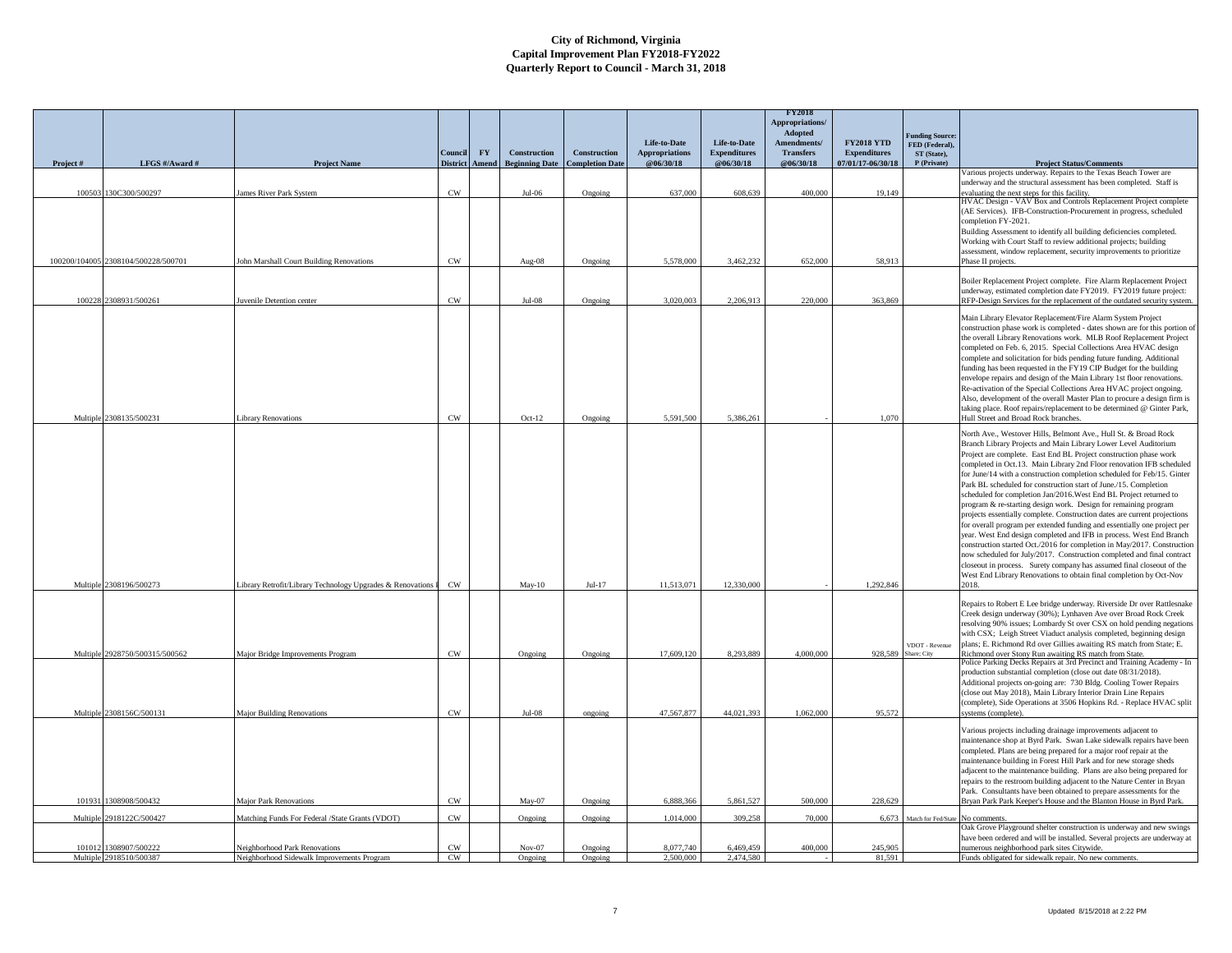# City of Richmond, Virginia
## Capital Improvement Plan FY2018-FY2022
## Quarterly Report to Council - March 31, 2018

| Project # | LFGS #/Award # | Project Name | Council District | FY Amend | Construction Beginning Date | Construction Completion Date | Life-to-Date Appropriations @06/30/18 | Life-to-Date Expenditures @06/30/18 | FY2018 Appropriations/ Adopted Amendments/ Transfers @06/30/18 | FY2018 YTD Expenditures 07/01/17-06/30/18 | Funding Source: FED (Federal), ST (State), P (Private) | Project Status/Comments |
|---|---|---|---|---|---|---|---|---|---|---|---|---|
| 100503 | 130C300/500297 | James River Park System | CW | | Jul-06 | Ongoing | 637,000 | 608,639 | 400,000 | 19,149 | | Various projects underway. Repairs to the Texas Beach Tower are underway and the structural assessment has been completed. Staff is evaluating the next steps for this facility. |
| 100200/104005 | 2308104/500228/500701 | John Marshall Court Building Renovations | CW | | Aug-08 | Ongoing | 5,578,000 | 3,462,232 | 652,000 | 58,913 | | HVAC Design - VAV Box and Controls Replacement Project complete (AE Services). IFB-Construction-Procurement in progress, scheduled completion FY-2021. Building Assessment to identify all building deficiencies completed. Working with Court Staff to review additional projects; building assessment, window replacement, security improvements to prioritize Phase II projects. |
| 100228 | 2308931/500261 | Juvenile Detention center | CW | | Jul-08 | Ongoing | 3,020,003 | 2,206,913 | 220,000 | 363,869 | | Boiler Replacement Project complete. Fire Alarm Replacement Project underway, estimated completion date FY2019. FY2019 future project: RFP-Design Services for the replacement of the outdated security system. |
| Multiple | 2308135/500231 | Library Renovations | CW | | Oct-12 | Ongoing | 5,591,500 | 5,386,261 | - | 1,070 | | Main Library Elevator Replacement/Fire Alarm System Project construction phase work is completed - dates shown are for this portion of the overall Library Renovations work. MLB Roof Replacement Project completed on Feb. 6, 2015. Special Collections Area HVAC design complete and solicitation for bids pending future funding. Additional funding has been requested in the FY19 CIP Budget for the building envelope repairs and design of the Main Library 1st floor renovations. Re-activation of the Special Collections Area HVAC project ongoing. Also, development of the overall Master Plan to procure a design firm is taking place. Roof repairs/replacement to be determined @ Ginter Park, Hull Street and Broad Rock branches. |
| Multiple | 2308196/500273 | Library Retrofit/Library Technology Upgrades & Renovations | CW | | May-10 | Jul-17 | 11,513,071 | 12,330,000 | - | 1,292,846 | | North Ave., Westover Hills, Belmont Ave., Hull St. & Broad Rock Branch Library Projects and Main Library Lower Level Auditorium Project are complete. East End BL Project construction phase work completed in Oct.13. Main Library 2nd Floor renovation IFB scheduled for June/14 with a construction completion scheduled for Feb/15. Ginter Park BL scheduled for construction start of June./15. Completion scheduled for completion Jan/2016.West End BL Project returned to program & re-starting design work. Design for remaining program projects essentially complete. Construction dates are current projections for overall program per extended funding and essentially one project per year. West End design completed and IFB in process. West End Branch construction started Oct./2016 for completion in May/2017. Construction now scheduled for July/2017. Construction completed and final contract closeout in process. Surety company has assumed final closeout of the West End Library Renovations to obtain final completion by Oct-Nov 2018. |
| Multiple | 2928750/500315/500562 | Major Bridge Improvements Program | CW | | Ongoing | Ongoing | 17,609,120 | 8,293,889 | 4,000,000 | 928,589 | VDOT - Revenue Share; City | Repairs to Robert E Lee bridge underway. Riverside Dr over Rattlesnake Creek design underway (30%); Lynhaven Ave over Broad Rock Creek resolving 90% issues; Lombardy St over CSX on hold pending negations with CSX; Leigh Street Viaduct analysis completed, beginning design plans; E. Richmond Rd over Gillies awaiting RS match from State; E. Richmond over Stony Run awaiting RS match from State. |
| Multiple | 2308156C/500131 | Major Building Renovations | CW | | Jul-08 | ongoing | 47,567,877 | 44,021,393 | 1,062,000 | 95,572 | | Police Parking Decks Repairs at 3rd Precinct and Training Academy - In production substantial completion (close out date 08/31/2018). Additional projects on-going are: 730 Bldg. Cooling Tower Repairs (close out May 2018), Main Library Interior Drain Line Repairs (complete), Side Operations at 3506 Hopkins Rd. - Replace HVAC split systems (complete). |
| 101931 | 1308908/500432 | Major Park Renovations | CW | | May-07 | Ongoing | 6,888,366 | 5,861,527 | 500,000 | 228,629 | | Various projects including drainage improvements adjacent to maintenance shop at Byrd Park. Swan Lake sidewalk repairs have been completed. Plans are being prepared for a major roof repair at the maintenance building in Forest Hill Park and for new storage sheds adjacent to the maintenance building. Plans are also being prepared for repairs to the restroom building adjacent to the Nature Center in Bryan Park. Consultants have been obtained to prepare assessments for the Bryan Park Park Keeper's House and the Blanton House in Byrd Park. |
| Multiple | 2918122C/500427 | Matching Funds For Federal /State Grants (VDOT) | CW | | Ongoing | Ongoing | 1,014,000 | 309,258 | 70,000 | 6,673 | Match for Fed/State | No comments. |
| 101012 | 1308907/500222 | Neighborhood Park Renovations | CW | | Nov-07 | Ongoing | 8,077,740 | 6,469,459 | 400,000 | 245,905 | | Oak Grove Playground shelter construction is underway and new swings have been ordered and will be installed. Several projects are underway at numerous neighborhood park sites Citywide. |
| Multiple | 2918510/500387 | Neighborhood Sidewalk Improvements Program | CW | | Ongoing | Ongoing | 2,500,000 | 2,474,580 | - | 81,591 | | Funds obligated for sidewalk repair. No new comments. |

Updated 8/15/2018 at 2:22 PM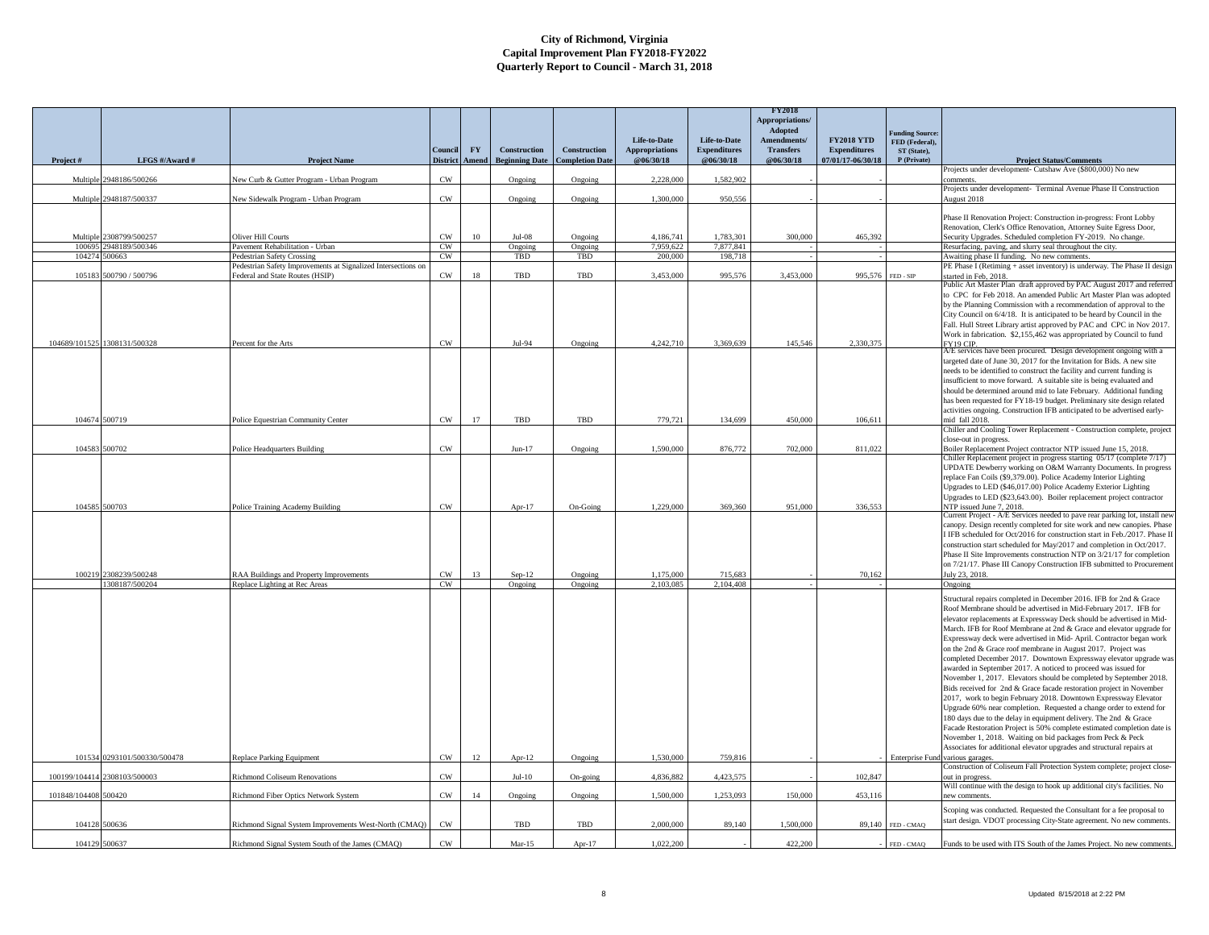# City of Richmond, Virginia
## Capital Improvement Plan FY2018-FY2022
## Quarterly Report to Council - March 31, 2018

| Project # | LFGS #/Award # | Project Name | Council District | FY Amend | Construction Beginning Date | Construction Completion Date | Life-to-Date Appropriations @06/30/18 | Life-to-Date Expenditures @06/30/18 | FY2018 Appropriations/ Adopted Amendments/ Transfers @06/30/18 | FY2018 YTD Expenditures 07/01/17-06/30/18 | Funding Source: FED (Federal), ST (State), P (Private) | Project Status/Comments |
|---|---|---|---|---|---|---|---|---|---|---|---|---|
| Multiple | 2948186/500266 | New Curb & Gutter Program - Urban Program | CW | | Ongoing | Ongoing | 2,228,000 | 1,582,902 | - | - | | Projects under development- Cutshaw Ave ($800,000) No new comments. |
| Multiple | 2948187/500337 | New Sidewalk Program - Urban Program | CW | | Ongoing | Ongoing | 1,300,000 | 950,556 | - | - | | Projects under development- Terminal Avenue Phase II Construction August 2018 |
| Multiple | 2308799/500257 | Oliver Hill Courts | CW | 10 | Jul-08 | Ongoing | 4,186,741 | 1,783,301 | 300,000 | 465,392 | | Phase II Renovation Project: Construction in-progress: Front Lobby Renovation, Clerk's Office Renovation, Attorney Suite Egress Door, Security Upgrades. Scheduled completion FY-2019. No change. |
| 100695 | 2948189/500346 | Pavement Rehabilitation - Urban | CW | | Ongoing | Ongoing | 7,959,622 | 7,877,841 | - | - | | Resurfacing, paving, and slurry seal throughout the city. |
| 104274 | 500663 | Pedestrian Safety Crossing | CW | | TBD | TBD | 200,000 | 198,718 | - | - | | Awaiting phase II funding. No new comments. |
| 105183 | 500790 / 500796 | Pedestrian Safety Improvements at Signalized Intersections on Federal and State Routes (HSIP) | CW | 18 | TBD | TBD | 3,453,000 | 995,576 | 3,453,000 | 995,576 | FED - SIP | PE Phase I (Retiming + asset inventory) is underway. The Phase II design started in Feb, 2018. |
| 104689/101525 | 1308131/500328 | Percent for the Arts | CW | | Jul-94 | Ongoing | 4,242,710 | 3,369,639 | 145,546 | 2,330,375 | | Public Art Master Plan draft approved by PAC August 2017 and referred to CPC for Feb 2018. An amended Public Art Master Plan was adopted by the Planning Commission with a recommendation of approval to the City Council on 6/4/18. It is anticipated to be heard by Council in the Fall. Hull Street Library artist approved by PAC and CPC in Nov 2017. Work in fabrication. $2,155,462 was appropriated by Council to fund FY19 CIP. |
| 104674 | 500719 | Police Equestrian Community Center | CW | 17 | TBD | TBD | 779,721 | 134,699 | 450,000 | 106,611 | | A/E services have been procured. Design development ongoing with a targeted date of June 30, 2017 for the Invitation for Bids. A new site needs to be identified to construct the facility and current funding is insufficient to move forward. A suitable site is being evaluated and should be determined around mid to late February. Additional funding has been requested for FY18-19 budget. Preliminary site design related activities ongoing. Construction IFB anticipated to be advertised early-mid fall 2018. |
| 104583 | 500702 | Police Headquarters Building | CW | | Jun-17 | Ongoing | 1,590,000 | 876,772 | 702,000 | 811,022 | | Chiller and Cooling Tower Replacement - Construction complete, project close-out in progress. Boiler Replacement Project contractor NTP issued June 15, 2018. |
| 104585 | 500703 | Police Training Academy Building | CW | | Apr-17 | On-Going | 1,229,000 | 369,360 | 951,000 | 336,553 | | Chiller Replacement project in progress starting 05/17 (complete 7/17) UPDATE Dewberry working on O&M Warranty Documents. In progress replace Fan Coils ($9,379.00). Police Academy Interior Lighting Upgrades to LED ($46,017.00) Police Academy Exterior Lighting Upgrades to LED ($23,643.00). Boiler replacement project contractor NTP issued June 7, 2018. |
| 100219 | 2308239/500248 | RAA Buildings and Property Improvements | CW | 13 | Sep-12 | Ongoing | 1,175,000 | 715,683 | - | 70,162 | | Current Project - A/E Services needed to pave rear parking lot, install new canopy. Design recently completed for site work and new canopies. Phase I IFB scheduled for Oct/2016 for construction start in Feb./2017. Phase II construction start scheduled for May/2017 and completion in Oct/2017. Phase II Site Improvements construction NTP on 3/21/17 for completion on 7/21/17. Phase III Canopy Construction IFB submitted to Procurement July 23, 2018. |
| | 1308187/500204 | Replace Lighting at Rec Areas | CW | | Ongoing | Ongoing | 2,103,085 | 2,104,408 | - | - | | Ongoing |
| 101534 | 0293101/500330/500478 | Replace Parking Equipment | CW | 12 | Apr-12 | Ongoing | 1,530,000 | 759,816 | - | - | Enterprise Fund | Structural repairs completed in December 2016. IFB for 2nd & Grace Roof Membrane should be advertised in Mid-February 2017. IFB for elevator replacements at Expressway Deck should be advertised in Mid-March. IFB for Roof Membrane at 2nd & Grace and elevator upgrade for Expressway deck were advertised in Mid- April. Contractor began work on the 2nd & Grace roof membrane in August 2017. Project was completed December 2017. Downtown Expressway elevator upgrade was awarded in September 2017. A noticed to proceed was issued for November 1, 2017. Elevators should be completed by September 2018. Bids received for 2nd & Grace facade restoration project in November 2017, work to begin February 2018. Downtown Expressway Elevator Upgrade 60% near completion. Requested a change order to extend for 180 days due to the delay in equipment delivery. The 2nd & Grace Facade Restoration Project is 50% complete estimated completion date is November 1, 2018. Waiting on bid packages from Peck & Peck Associates for additional elevator upgrades and structural repairs at various garages. |
| 100199/104414 | 2308103/500003 | Richmond Coliseum Renovations | CW | | Jul-10 | On-going | 4,836,882 | 4,423,575 | - | 102,847 | | Construction of Coliseum Fall Protection System complete; project close-out in progress. |
| 101848/104408 | 500420 | Richmond Fiber Optics Network System | CW | 14 | Ongoing | Ongoing | 1,500,000 | 1,253,093 | 150,000 | 453,116 | | Will continue with the design to hook up additional city's facilities. No new comments. |
| 104128 | 500636 | Richmond Signal System Improvements West-North (CMAQ) | CW | | TBD | TBD | 2,000,000 | 89,140 | 1,500,000 | 89,140 | FED - CMAQ | Scoping was conducted. Requested the Consultant for a fee proposal to start design. VDOT processing City-State agreement. No new comments. |
| 104129 | 500637 | Richmond Signal System South of the James (CMAQ) | CW | | Mar-15 | Apr-17 | 1,022,200 | - | 422,200 | - | FED - CMAQ | Funds to be used with ITS South of the James Project. No new comments. |

Updated 8/15/2018 at 2:22 PM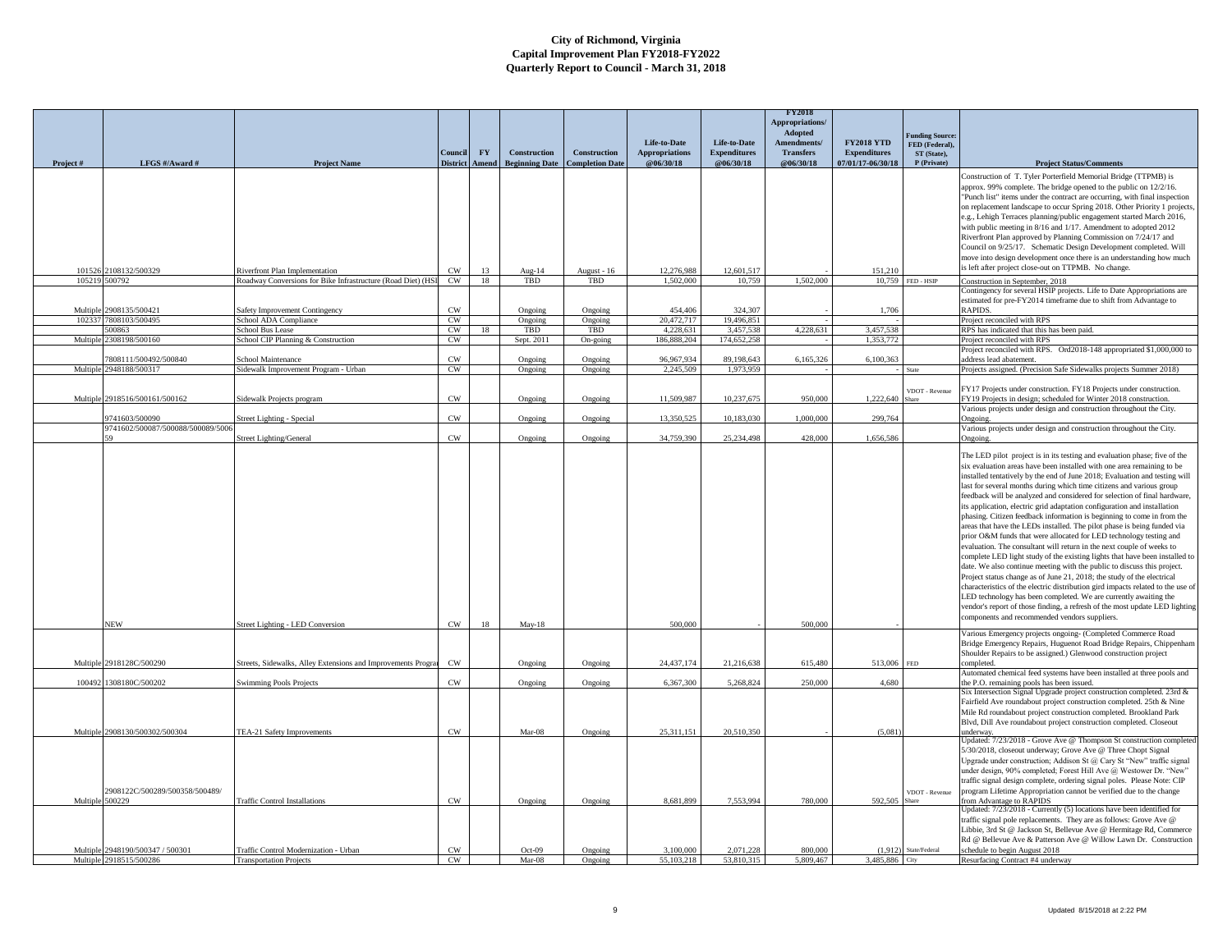# City of Richmond, Virginia
## Capital Improvement Plan FY2018-FY2022
## Quarterly Report to Council - March 31, 2018

| Project # | LFGS #/Award # | Project Name | Council District | FY Amend | Construction Beginning Date | Construction Completion Date | Life-to-Date Appropriations @06/30/18 | Life-to-Date Expenditures @06/30/18 | FY2018 Appropriations/ Adopted Amendments/ Transfers @06/30/18 | FY2018 YTD Expenditures 07/01/17-06/30/18 | Funding Source: FED (Federal), ST (State), P (Private) | Project Status/Comments |
|---|---|---|---|---|---|---|---|---|---|---|---|---|
| 101526 | 2108132/500329 | Riverfront Plan Implementation | CW | 13 | Aug-14 | August - 16 | 12,276,988 | 12,601,517 | - | 151,210 | | Construction of T. Tyler Porterfield Memorial Bridge (TTPMB) is approx. 99% complete. The bridge opened to the public on 12/2/16. "Punch list" items under the contract are occurring, with final inspection on replacement landscape to occur Spring 2018. Other Priority 1 projects, e.g., Lehigh Terraces planning/public engagement started March 2016, with public meeting in 8/16 and 1/17. Amendment to adopted 2012 Riverfront Plan approved by Planning Commission on 7/24/17 and Council on 9/25/17. Schematic Design Development completed. Will move into design development once there is an understanding how much is left after project close-out on TTPMB. No change. |
| 105219 | 500792 | Roadway Conversions for Bike Infrastructure (Road Diet) (HSI | CW | 18 | TBD | TBD | 1,502,000 | 10,759 | 1,502,000 | 10,759 | FED - HSIP | Construction in September, 2018 |
| Multiple | 2908135/500421 | Safety Improvement Contingency | CW | | Ongoing | Ongoing | 454,406 | 324,307 | - | 1,706 | | Contingency for several HSIP projects. Life to Date Appropriations are estimated for pre-FY2014 timeframe due to shift from Advantage to RAPIDS. |
| 102337 | 7808103/500495 | School ADA Compliance | CW | | Ongoing | Ongoing | 20,472,717 | 19,496,851 | - | - | | Project reconciled with RPS |
| | 500863 | School Bus Lease | CW | 18 | TBD | TBD | 4,228,631 | 3,457,538 | 4,228,631 | 3,457,538 | | RPS has indicated that this has been paid. |
| Multiple | 2308198/500160 | School CIP Planning & Construction | CW | | Sept. 2011 | On-going | 186,888,204 | 174,652,258 | - | 1,353,772 | | Project reconciled with RPS |
| | 7808111/500492/500840 | School Maintenance | CW | | Ongoing | Ongoing | 96,967,934 | 89,198,643 | 6,165,326 | 6,100,363 | | Project reconciled with RPS. Ord2018-148 appropriated $1,000,000 to address lead abatement. |
| Multiple | 2948188/500317 | Sidewalk Improvement Program - Urban | CW | | Ongoing | Ongoing | 2,245,509 | 1,973,959 | - | - | State | Projects assigned. (Precision Safe Sidewalks projects Summer 2018) |
| Multiple | 2918516/500161/500162 | Sidewalk Projects program | CW | | Ongoing | Ongoing | 11,509,987 | 10,237,675 | 950,000 | 1,222,640 | VDOT - Revenue Share | FY17 Projects under construction. FY18 Projects under construction. FY19 Projects in design; scheduled for Winter 2018 construction. |
| | 9741603/500090 | Street Lighting - Special | CW | | Ongoing | Ongoing | 13,350,525 | 10,183,030 | 1,000,000 | 299,764 | | Various projects under design and construction throughout the City. Ongoing. |
| | 9741602/500087/500088/500089/500659 | Street Lighting/General | CW | | Ongoing | Ongoing | 34,759,390 | 25,234,498 | 428,000 | 1,656,586 | | Various projects under design and construction throughout the City. Ongoing. |
| | NEW | Street Lighting - LED Conversion | CW | 18 | May-18 | | 500,000 | - | 500,000 | - | | The LED pilot project is in its testing and evaluation phase; five of the six evaluation areas have been installed with one area remaining to be installed tentatively by the end of June 2018; Evaluation and testing will last for several months during which time citizens and various group feedback will be analyzed and considered for selection of final hardware, its application, electric grid adaptation configuration and installation phasing. Citizen feedback information is beginning to come in from the areas that have the LEDs installed. The pilot phase is being funded via prior O&M funds that were allocated for LED technology testing and evaluation. The consultant will return in the next couple of weeks to complete LED light study of the existing lights that have been installed to date. We also continue meeting with the public to discuss this project. Project status change as of June 21, 2018; the study of the electrical characteristics of the electric distribution gird impacts related to the use of LED technology has been completed. We are currently awaiting the vendor's report of those finding, a refresh of the most update LED lighting components and recommended vendors suppliers. |
| Multiple | 2918128C/500290 | Streets, Sidewalks, Alley Extensions and Improvements Progra | CW | | Ongoing | Ongoing | 24,437,174 | 21,216,638 | 615,480 | 513,006 | FED | Various Emergency projects ongoing- (Completed Commerce Road Bridge Emergency Repairs, Huguenot Road Bridge Repairs, Chippenham Shoulder Repairs to be assigned.) Glenwood construction project completed. |
| 100492 | 1308180C/500202 | Swimming Pools Projects | CW | | Ongoing | Ongoing | 6,367,300 | 5,268,824 | 250,000 | 4,680 | | Automated chemical feed systems have been installed at three pools and the P.O. remaining pools has been issued. |
| Multiple | 2908130/500302/500304 | TEA-21 Safety Improvements | CW | | Mar-08 | Ongoing | 25,311,151 | 20,510,350 | - | (5,081) | | Six Intersection Signal Upgrade project construction completed. 23rd & Fairfield Ave roundabout project construction completed. 25th & Nine Mile Rd roundabout project construction completed. Brookland Park Blvd, Dill Ave roundabout project construction completed. Closeout underway. |
| Multiple | 2908122C/500289/500358/500489/500229 | Traffic Control Installations | CW | | Ongoing | Ongoing | 8,681,899 | 7,553,994 | 780,000 | 592,505 | VDOT - Revenue Share | Updated: 7/23/2018 - Grove Ave @ Thompson St construction completed 5/30/2018, closeout underway; Grove Ave @ Three Chopt Signal Upgrade under construction; Addison St @ Cary St "New" traffic signal under design, 90% completed; Forest Hill Ave @ Westover Dr. "New" traffic signal design complete, ordering signal poles. Please Note: CIP program Lifetime Appropriation cannot be verified due to the change from Advantage to RAPIDS |
| Multiple | 2948190/500347 / 500301 | Traffic Control Modernization - Urban | CW | | Oct-09 | Ongoing | 3,100,000 | 2,071,228 | 800,000 | (1,912) | State/Federal | Updated: 7/23/2018 - Currently (5) locations have been identified for traffic signal pole replacements. They are as follows: Grove Ave @ Libbie, 3rd St @ Jackson St, Bellevue Ave @ Hermitage Rd, Commerce Rd @ Bellevue Ave & Patterson Ave @ Willow Lawn Dr. Construction schedule to begin August 2018 |
| Multiple | 2918515/500286 | Transportation Projects | CW | | Mar-08 | Ongoing | 55,103,218 | 53,810,315 | 5,809,467 | 3,485,886 | City | Resurfacing Contract #4 underway |

Updated 8/15/2018 at 2:22 PM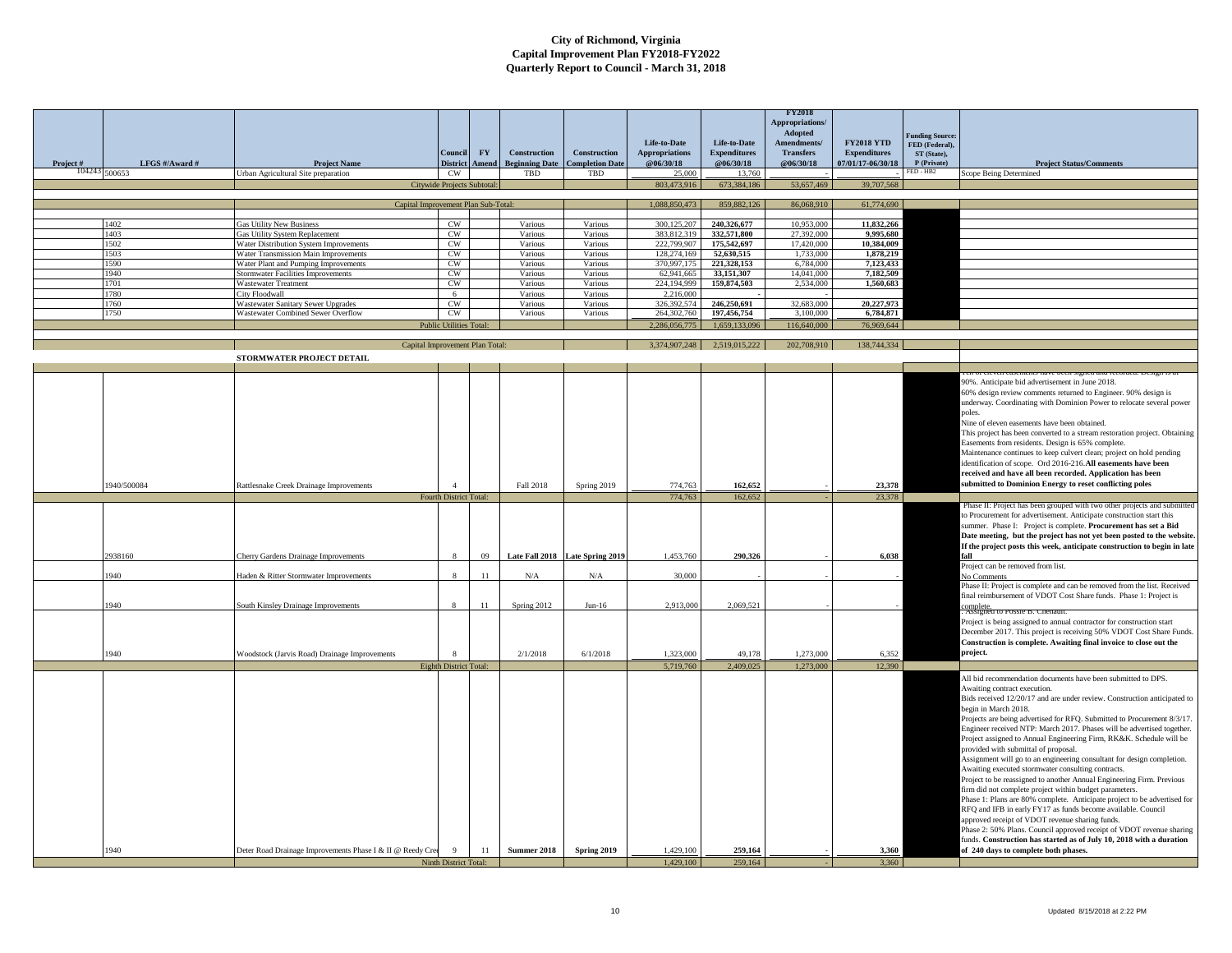# City of Richmond, Virginia
## Capital Improvement Plan FY2018-FY2022
## Quarterly Report to Council - March 31, 2018

| Project # | LFGS #/Award # | Project Name | Council District | FY Amend | Construction Beginning Date | Construction Completion Date | Life-to-Date Appropriations @06/30/18 | Life-to-Date Expenditures @06/30/18 | FY2018 Appropriations/ Adopted Amendments/ Transfers @06/30/18 | FY2018 YTD Expenditures 07/01/17-06/30/18 | Funding Source: FED (Federal), ST (State), P (Private) | Project Status/Comments |
|---|---|---|---|---|---|---|---|---|---|---|---|---|
| 104243 | 500653 | Urban Agricultural Site preparation | CW | | TBD | TBD | 25,000 | 13,760 | - | - | FED - HB2 | Scope Being Determined |
| | | Citywide Projects Subtotal: | | | | | 803,473,916 | 673,384,186 | 53,657,469 | 39,707,568 | | |
| | | Capital Improvement Plan Sub-Total: | | | | | 1,088,850,473 | 859,882,126 | 86,068,910 | 61,774,690 | | |
| | 1402 | Gas Utility New Business | CW | | Various | Various | 300,125,207 | **240,326,677** | 10,953,000 | **11,832,266** | | |
| | 1403 | Gas Utility System Replacement | CW | | Various | Various | 383,812,319 | **332,571,800** | 27,392,000 | **9,995,680** | | |
| | 1502 | Water Distribution System Improvements | CW | | Various | Various | 222,799,907 | **175,542,697** | 17,420,000 | **10,384,009** | | |
| | 1503 | Water Transmission Main Improvements | CW | | Various | Various | 128,274,169 | **52,630,515** | 1,733,000 | **1,878,219** | | |
| | 1590 | Water Plant and Pumping Improvements | CW | | Various | Various | 370,997,175 | **221,328,153** | 6,784,000 | **7,123,433** | | |
| | 1940 | Stormwater Facilities Improvements | CW | | Various | Various | 62,941,665 | **33,151,307** | 14,041,000 | **7,182,509** | | |
| | 1701 | Wastewater Treatment | CW | | Various | Various | 224,194,999 | **159,874,503** | 2,534,000 | **1,560,683** | | |
| | 1780 | City Floodwall | 6 | | Various | Various | 2,216,000 | - | - | | | |
| | 1760 | Wastewater Sanitary Sewer Upgrades | CW | | Various | Various | 326,392,574 | **246,250,691** | 32,683,000 | **20,227,973** | | |
| | 1750 | Wastewater Combined Sewer Overflow | CW | | Various | Various | 264,302,760 | **197,456,754** | 3,100,000 | **6,784,871** | | |
| | | Public Utilities Total: | | | | | 2,286,056,775 | 1,659,133,096 | 116,640,000 | 76,969,644 | | |
| | | Capital Improvement Plan Total: | | | | | 3,374,907,248 | 2,519,015,222 | 202,708,910 | 138,744,334 | | |
| | | **STORMWATER PROJECT DETAIL** | | | | | | | | | | |
| | 1940/500084 | Rattlesnake Creek Drainage Improvements | 4 | | Fall 2018 | Spring 2019 | 774,763 | **162,652** | - | **23,378** | | Ten of eleven easements have been signed and recorded. Design is at 90%. Anticipate bid advertisement in June 2018. 60% design review comments returned to Engineer. 90% design is underway. Coordinating with Dominion Power to relocate several power poles. Nine of eleven easements have been obtained. This project has been converted to a stream restoration project. Obtaining Easements from residents. Design is 65% complete. Maintenance continues to keep culvert clean; project on hold pending identification of scope. Ord 2016-216. **All easements have been received and have all been recorded. Application has been submitted to Dominion Energy to reset conflicting poles** |
| | | Fourth District Total: | | | | | 774,763 | 162,652 | - | 23,378 | | |
| | 2938160 | Cherry Gardens Drainage Improvements | 8 | 09 | **Late Fall 2018** | **Late Spring 2019** | 1,453,760 | **290,326** | - | **6,038** | | Phase II: Project has been grouped with two other projects and submitted to Procurement for advertisement. Anticipate construction start this summer. Phase I: Project is complete. **Procurement has set a Bid Date meeting, but the project has not yet been posted to the website. If the project posts this week, anticipate construction to begin in late fall** |
| | 1940 | Haden & Ritter Stormwater Improvements | 8 | 11 | N/A | N/A | 30,000 | - | - | - | | Project can be removed from list. No Comments |
| | 1940 | South Kinsley Drainage Improvements | 8 | 11 | Spring 2012 | Jun-16 | 2,913,000 | 2,069,521 | - | - | | Phase II: Project is complete and can be removed from the list. Received final reimbursement of VDOT Cost Share funds. Phase 1: Project is complete. |
| | 1940 | Woodstock (Jarvis Road) Drainage Improvements | 8 | | 2/1/2018 | 6/1/2018 | 1,323,000 | 49,178 | 1,273,000 | 6,352 | | Assigned to Possie B. Chenault. Project is being assigned to annual contractor for construction start December 2017. This project is receiving 50% VDOT Cost Share Funds. **Construction is complete. Awaiting final invoice to close out the project.** |
| | | Eighth District Total: | | | | | 5,719,760 | 2,409,025 | 1,273,000 | 12,390 | | |
| | 1940 | Deter Road Drainage Improvements Phase I & II @ Reedy Cree | 9 | 11 | **Summer 2018** | **Spring 2019** | 1,429,100 | **259,164** | - | **3,360** | | All bid recommendation documents have been submitted to DPS. Awaiting contract execution. Bids received 12/20/17 and are under review. Construction anticipated to begin in March 2018. Projects are being advertised for RFQ. Submitted to Procurement 8/3/17. Engineer received NTP: March 2017. Phases will be advertised together. Project assigned to Annual Engineering Firm, RK&K. Schedule will be provided with submittal of proposal. Assignment will go to an engineering consultant for design completion. Awaiting executed stormwater consulting contracts. Project to be reassigned to another Annual Engineering Firm. Previous firm did not complete project within budget parameters. Phase 1: Plans are 80% complete. Anticipate project to be advertised for RFQ and IFB in early FY17 as funds become available. Council approved receipt of VDOT revenue sharing funds. Phase 2: 50% Plans. Council approved receipt of VDOT revenue sharing funds. **Construction has started as of July 10, 2018 with a duration of 240 days to complete both phases.** |
| | | Ninth District Total: | | | | | 1,429,100 | 259,164 | - | 3,360 | | |

Updated 8/15/2018 at 2:22 PM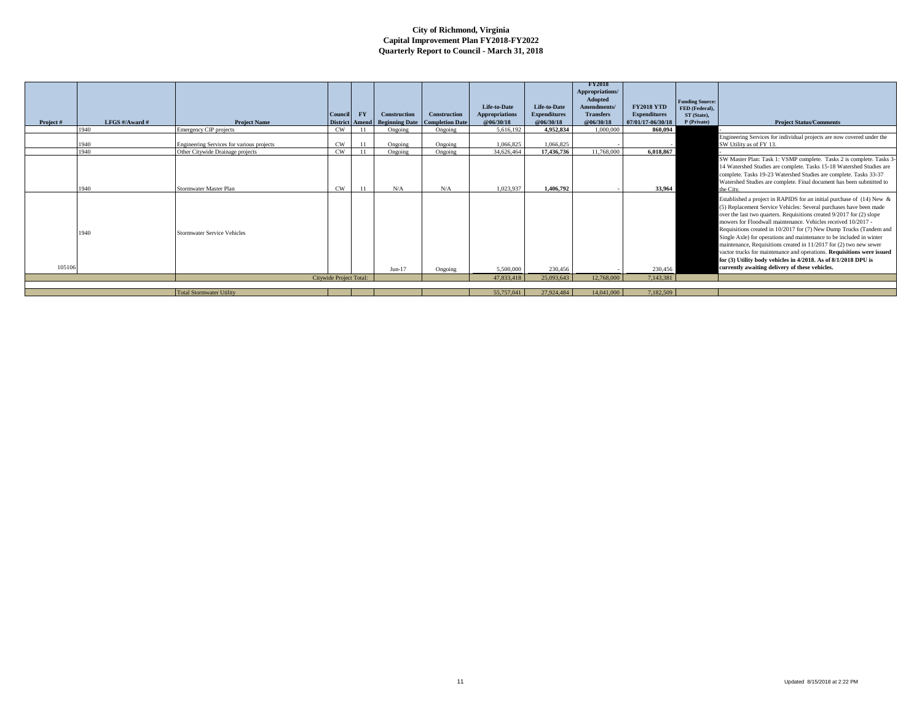# City of Richmond, Virginia
## Capital Improvement Plan FY2018-FY2022
## Quarterly Report to Council - March 31, 2018

| Project # | LFGS #/Award # | Project Name | Council District | FY Amend | Construction Beginning Date | Construction Completion Date | Life-to-Date Appropriations @06/30/18 | Life-to-Date Expenditures @06/30/18 | FY2018 Appropriations/ Adopted Amendments/ Transfers @06/30/18 | FY2018 YTD Expenditures 07/01/17-06/30/18 | Funding Source: FED (Federal), ST (State), P (Private) | Project Status/Comments |
|---|---|---|---|---|---|---|---|---|---|---|---|---|
| | 1940 | Emergency CIP projects | CW | 11 | Ongoing | Ongoing | 5,616,192 | **4,952,834** | 1,000,000 | **860,094** | | - |
| | 1940 | Engineering Services for various projects | CW | 11 | Ongoing | Ongoing | 1,066,825 | 1,066,825 | - | - | | Engineering Services for individual projects are now covered under the SW Utility as of FY 13. |
| | 1940 | Other Citywide Drainage projects | CW | 11 | Ongoing | Ongoing | 34,626,464 | **17,436,736** | 11,768,000 | **6,018,867** | | - |
| | 1940 | Stormwater Master Plan | CW | 11 | N/A | N/A | 1,023,937 | **1,406,792** | - | **33,964** | | SW Master Plan: Task 1: VSMP complete. Tasks 2 is complete. Tasks 3-14 Watershed Studies are complete. Tasks 15-18 Watershed Studies are complete. Tasks 19-23 Watershed Studies are complete. Tasks 33-37 Watershed Studies are complete. Final document has been submitted to the City. |
| 105106 | 1940 | Stormwater Service Vehicles | | | Jun-17 | Ongoing | 5,500,000 | 230,456 | - | 230,456 | | Established a project in RAPIDS for an initial purchase of (14) New & (5) Replacement Service Vehicles: Several purchases have been made over the last two quarters. Requisitions created 9/2017 for (2) slope mowers for Floodwall maintenance. Vehicles received 10/2017 - Requisitions created in 10/2017 for (7) New Dump Trucks (Tandem and Single Axle) for operations and maintenance to be included in winter maintenance, Requisitions created in 11/2017 for (2) two new sewer vactor trucks for maintenance and operations. **Requisitions were issued for (3) Utility body vehicles in 4/2018. As of 8/1/2018 DPU is currently awaiting delivery of these vehicles.** |
| | | | Citywide Project Total: | | | | 47,833,418 | 25,093,643 | 12,768,000 | 7,143,381 | | |
| | | | | | | | | | | | | |
| | | Total Stormwater Utility | | | | | 55,757,041 | 27,924,484 | 14,041,000 | 7,182,509 | | |

Updated 8/15/2018 at 2:22 PM